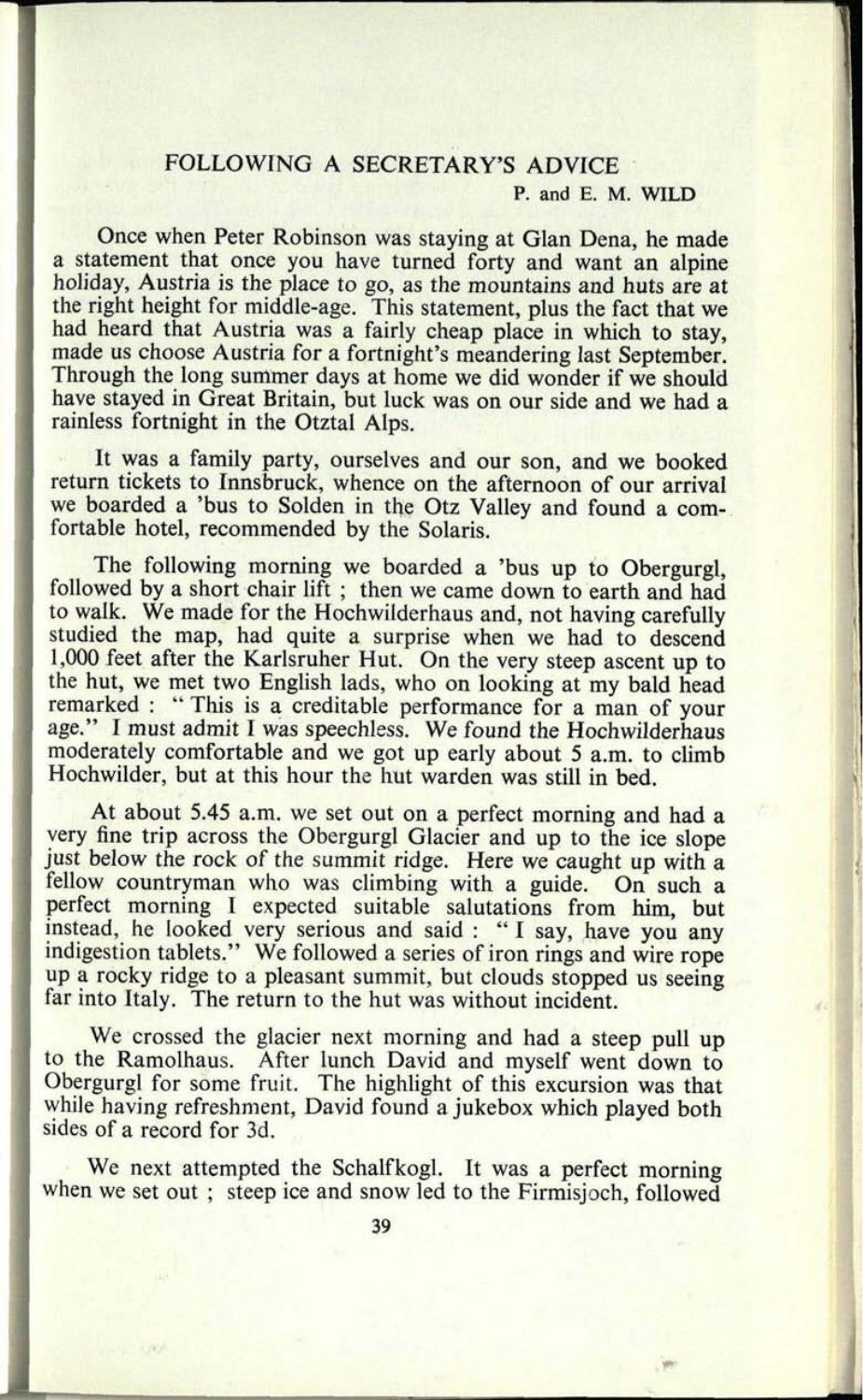## FOLLOWING A SECRETARY'S ADVICE

P. and E. M. WILD

Once when Peter Robinson was staying at Glan Dena, he made a statement that once you have turned forty and want an alpine holiday, Austria is the place to go, as the mountains and huts are at the right height for middle-age. This statement, plus the fact that we had heard that Austria was a fairly cheap place in which to stay, made us choose Austria for a fortnight's meandering last September. Through the long summer days at home we did wonder if we should have stayed in Great Britain, but luck was on our side and we had a rainless fortnight in the Otztal Alps.

It was a family party, ourselves and our son, and we booked return tickets to Innsbruck, whence on the afternoon of our arrival we boarded a 'bus to Solden in the Otz Valley and found a comfortable hotel, recommended by the Solaris.

The following morning we boarded a 'bus up to Obergurgl, followed by a short chair lift ; then we came down to earth and had to walk. We made for the Hochwilderhaus and, not having carefully studied the map, had quite a surprise when we had to descend 1,000 feet after the Karlsruher Hut. On the very steep ascent up to the hut, we met two English lads, who on looking at my bald head remarked : "This is a creditable performance for a man of your age." I must admit I was speechless. We found the Hochwilderhaus moderately comfortable and we got up early about 5 a.m. to climb Hochwilder, but at this hour the hut warden was still in bed.

At about 5.45 a.m. we set out on a perfect morning and had a very fine trip across the Obergurgl Glacier and up to the ice slope just below the rock of the summit ridge. Here we caught up with a fellow countryman who was climbing with a guide. On such a perfect morning I expected suitable salutations from him, but instead, he looked very serious and said : "I say, have you any indigestion tablets." We followed a series of iron rings and wire rope up a rocky ridge to a pleasant summit, but clouds stopped us seeing far into Italy. The return to the hut was without incident.

We crossed the glacier next morning and had a steep pull up to the Ramolhaus. After lunch David and myself went down to Obergurgl for some fruit. The highlight of this excursion was that while having refreshment, David found a jukebox which played both sides of a record for 3d.

We next attempted the Schalfkogl. It was a perfect morning when we set out ; steep ice and snow led to the Firmisjoch, followed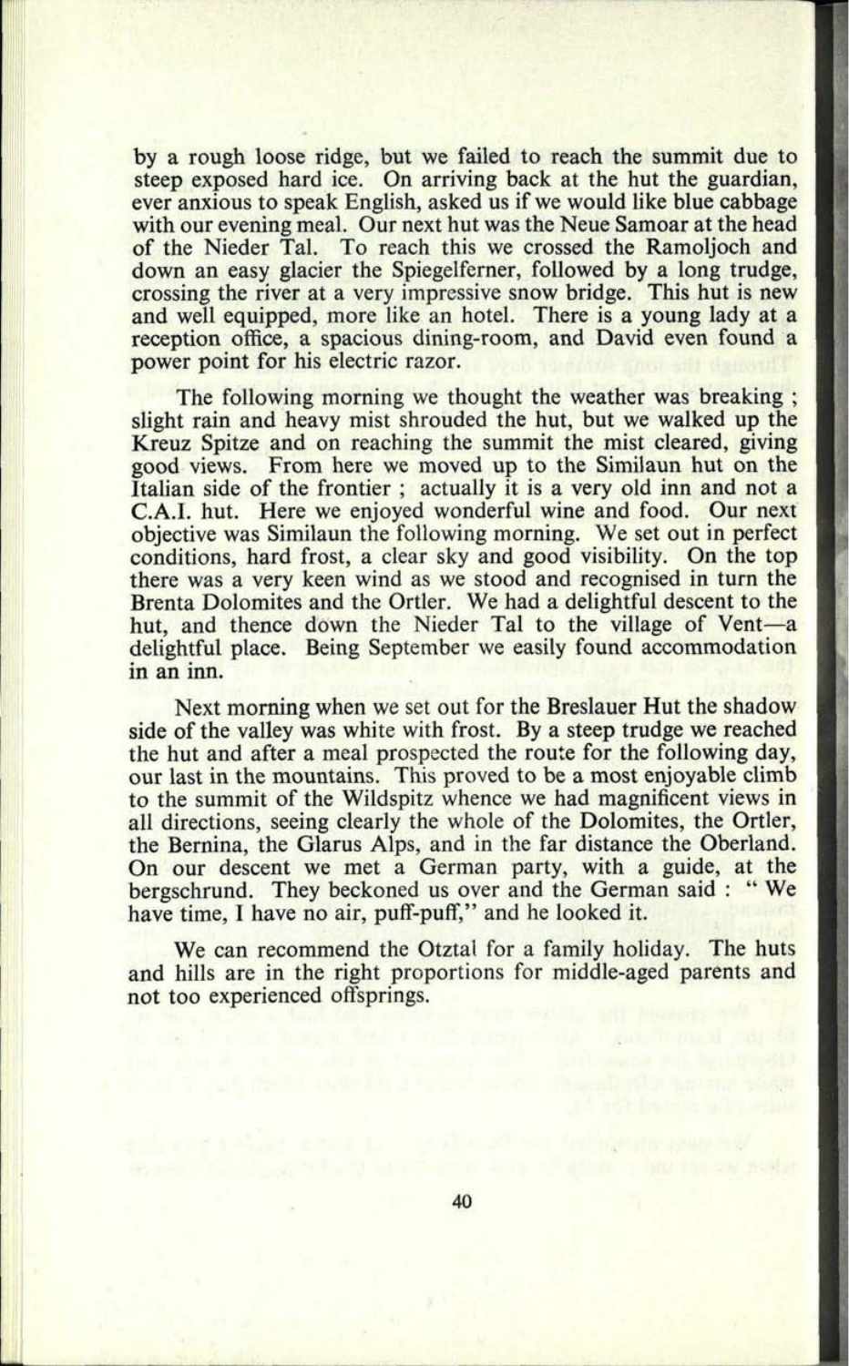by a rough loose ridge, but we failed to reach the summit due to steep exposed hard ice. On arriving back at the hut the guardian, ever anxious to speak English, asked us if we would like blue cabbage with our evening meal. Our next hut was the Neue Samoar at the head of the Nieder Tal. To reach this we crossed the Ramoljoch and down an easy glacier the Spiegelferner, followed by a long trudge, crossing the river at a very impressive snow bridge. This hut is new and well equipped, more like an hotel. There is a young lady at a reception office, a spacious dining-room, and David even found a power point for his electric razor.

The following morning we thought the weather was breaking ; slight rain and heavy mist shrouded the hut, but we walked up the Kreuz Spitze and on reaching the summit the mist cleared, giving good views. From here we moved up to the Similaun hut on the Italian side of the frontier ; actually it is a very old inn and not a C.A.I. hut. Here we enjoyed wonderful wine and food. Our next objective was Similaun the following morning. We set out in perfect conditions, hard frost, a clear sky and good visibility. On the top there was a very keen wind as we stood and recognised in turn the Brenta Dolomites and the Ortler. We had a delightful descent to the hut, and thence down the Nieder Tal to the village of Vent—a delightful place. Being September we easily found accommodation in an inn.

Next morning when we set out for the Breslauer Hut the shadow side of the valley was white with frost. By a steep trudge we reached the hut and after a meal prospected the route for the following day, our last in the mountains. This proved to be a most enjoyable climb to the summit of the Wildspitz whence we had magnificent views in all directions, seeing clearly the whole of the Dolomites, the Ortler, the Bernina, the Glarus Alps, and in the far distance the Oberland. On our descent we met a German party, with a guide, at the bergschrund. They beckoned us over and the German said : " We have time, I have no air, puff-puff," and he looked it.

We can recommend the Otztal for a family holiday. The huts and hills are in the right proportions for middle-aged parents and not too experienced offsprings.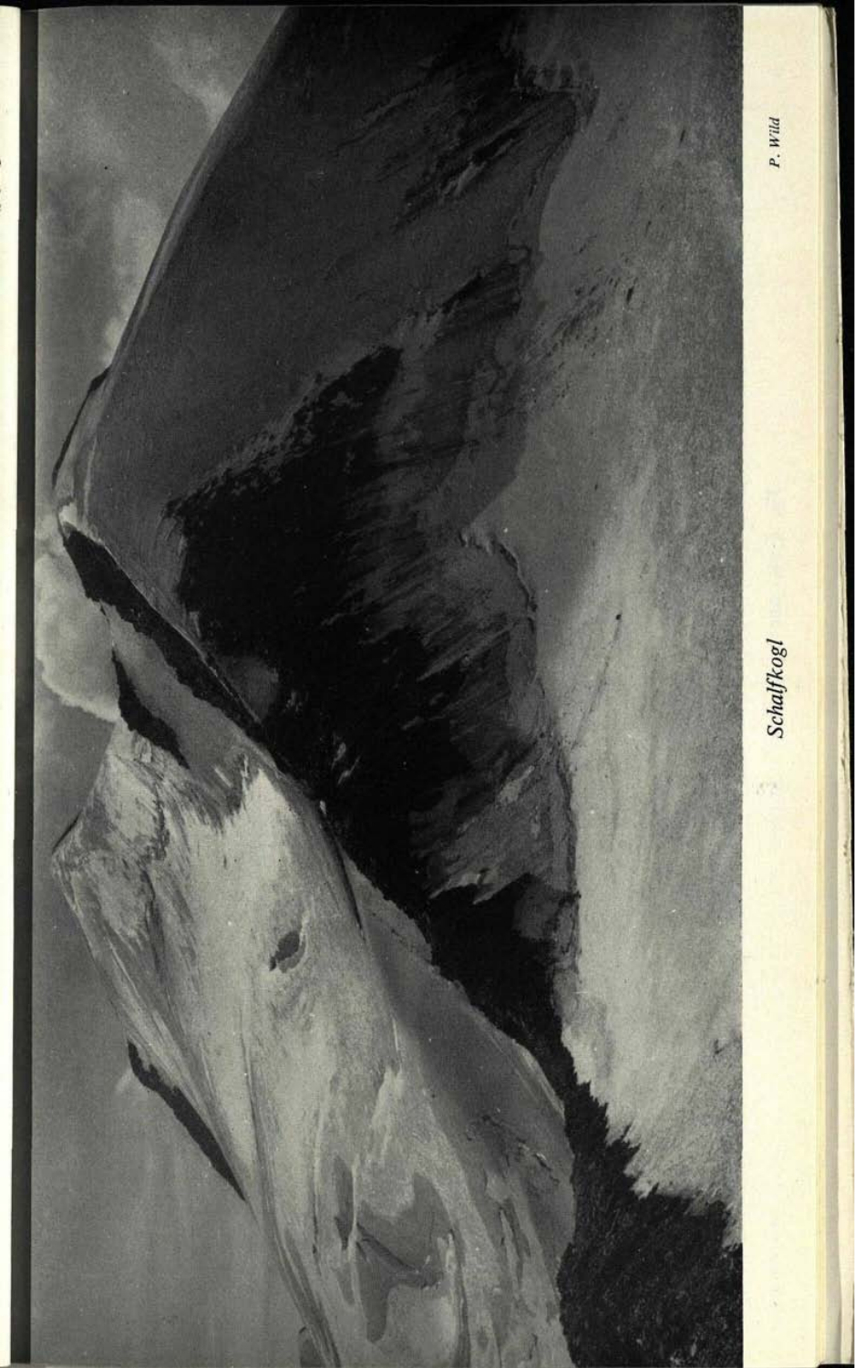Schalfkogl

P. Wild